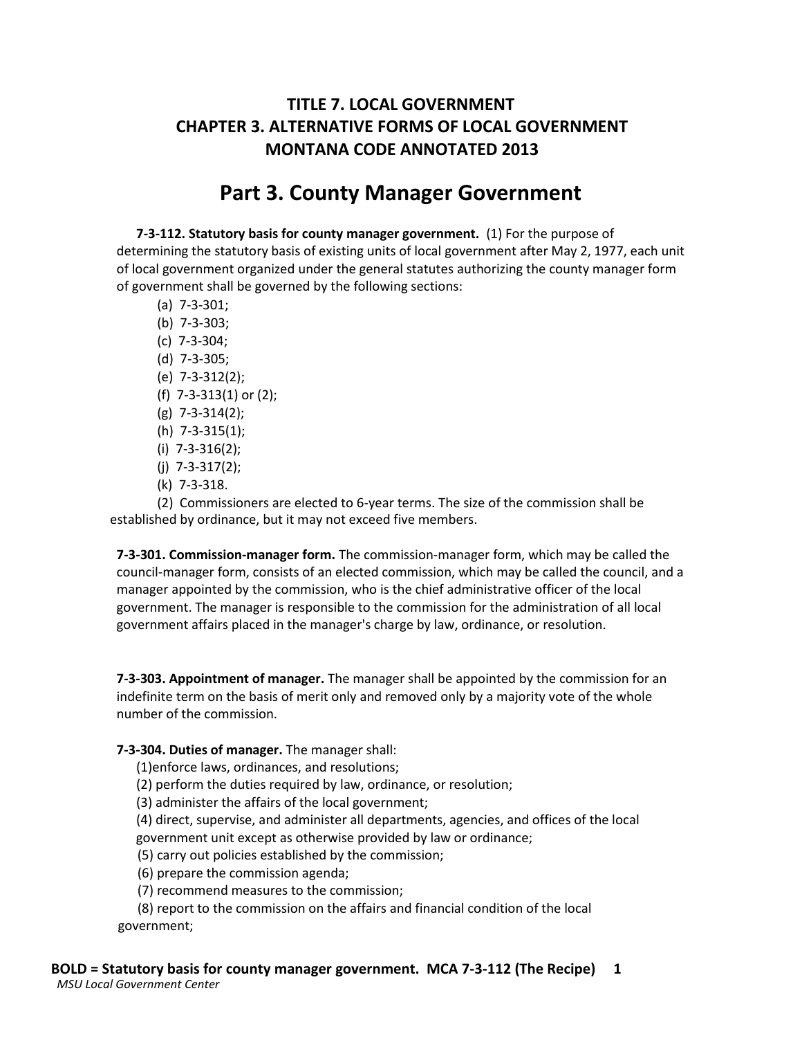**TITLE 7. LOCAL GOVERNMENT**
**CHAPTER 3. ALTERNATIVE FORMS OF LOCAL GOVERNMENT**
**MONTANA CODE ANNOTATED 2013**

# Part 3. County Manager Government

**7-3-112. Statutory basis for county manager government.** (1) For the purpose of determining the statutory basis of existing units of local government after May 2, 1977, each unit of local government organized under the general statutes authorizing the county manager form of government shall be governed by the following sections:

(a) 7-3-301;
(b) 7-3-303;
(c) 7-3-304;
(d) 7-3-305;
(e) 7-3-312(2);
(f) 7-3-313(1) or (2);
(g) 7-3-314(2);
(h) 7-3-315(1);
(i) 7-3-316(2);
(j) 7-3-317(2);
(k) 7-3-318.

(2) Commissioners are elected to 6-year terms. The size of the commission shall be established by ordinance, but it may not exceed five members.

**7-3-301. Commission-manager form.** The commission-manager form, which may be called the council-manager form, consists of an elected commission, which may be called the council, and a manager appointed by the commission, who is the chief administrative officer of the local government. The manager is responsible to the commission for the administration of all local government affairs placed in the manager's charge by law, ordinance, or resolution.

**7-3-303. Appointment of manager.** The manager shall be appointed by the commission for an indefinite term on the basis of merit only and removed only by a majority vote of the whole number of the commission.

**7-3-304. Duties of manager.** The manager shall:

(1) enforce laws, ordinances, and resolutions;
(2) perform the duties required by law, ordinance, or resolution;
(3) administer the affairs of the local government;
(4) direct, supervise, and administer all departments, agencies, and offices of the local government unit except as otherwise provided by law or ordinance;
(5) carry out policies established by the commission;
(6) prepare the commission agenda;
(7) recommend measures to the commission;
(8) report to the commission on the affairs and financial condition of the local government;

**BOLD = Statutory basis for county manager government. MCA 7-3-112 (The Recipe)**
*MSU Local Government Center*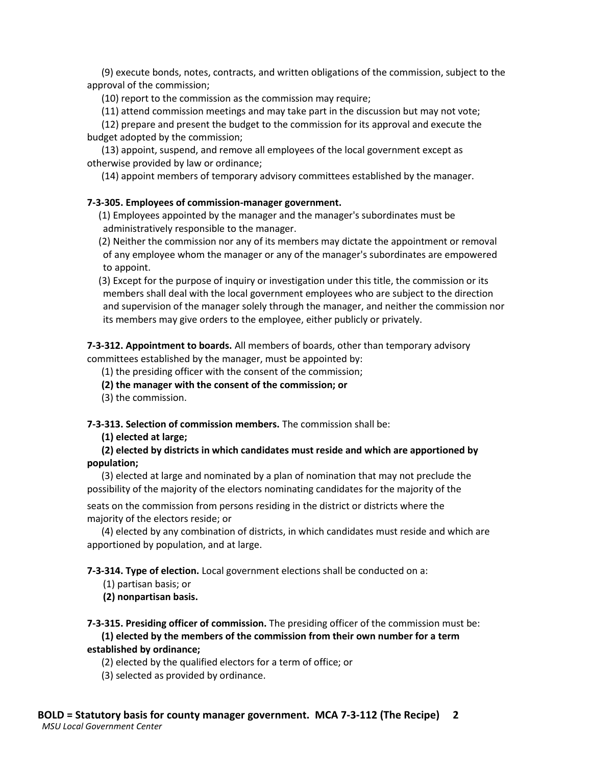(9) execute bonds, notes, contracts, and written obligations of the commission, subject to the approval of the commission;

(10) report to the commission as the commission may require;

(11) attend commission meetings and may take part in the discussion but may not vote;

(12) prepare and present the budget to the commission for its approval and execute the budget adopted by the commission;

(13) appoint, suspend, and remove all employees of the local government except as otherwise provided by law or ordinance;

(14) appoint members of temporary advisory committees established by the manager.

**7-3-305. Employees of commission-manager government.**

(1) Employees appointed by the manager and the manager's subordinates must be administratively responsible to the manager.

(2) Neither the commission nor any of its members may dictate the appointment or removal of any employee whom the manager or any of the manager's subordinates are empowered to appoint.

(3) Except for the purpose of inquiry or investigation under this title, the commission or its members shall deal with the local government employees who are subject to the direction and supervision of the manager solely through the manager, and neither the commission nor its members may give orders to the employee, either publicly or privately.

**7-3-312. Appointment to boards.** All members of boards, other than temporary advisory committees established by the manager, must be appointed by:

(1) the presiding officer with the consent of the commission;

**(2) the manager with the consent of the commission; or**

(3) the commission.

**7-3-313. Selection of commission members.** The commission shall be:

**(1) elected at large;**

**(2) elected by districts in which candidates must reside and which are apportioned by population;**

(3) elected at large and nominated by a plan of nomination that may not preclude the possibility of the majority of the electors nominating candidates for the majority of the seats on the commission from persons residing in the district or districts where the majority of the electors reside; or

(4) elected by any combination of districts, in which candidates must reside and which are apportioned by population, and at large.

**7-3-314. Type of election.** Local government elections shall be conducted on a:

(1) partisan basis; or

**(2) nonpartisan basis.**

**7-3-315. Presiding officer of commission.** The presiding officer of the commission must be:

**(1) elected by the members of the commission from their own number for a term established by ordinance;**

(2) elected by the qualified electors for a term of office; or

(3) selected as provided by ordinance.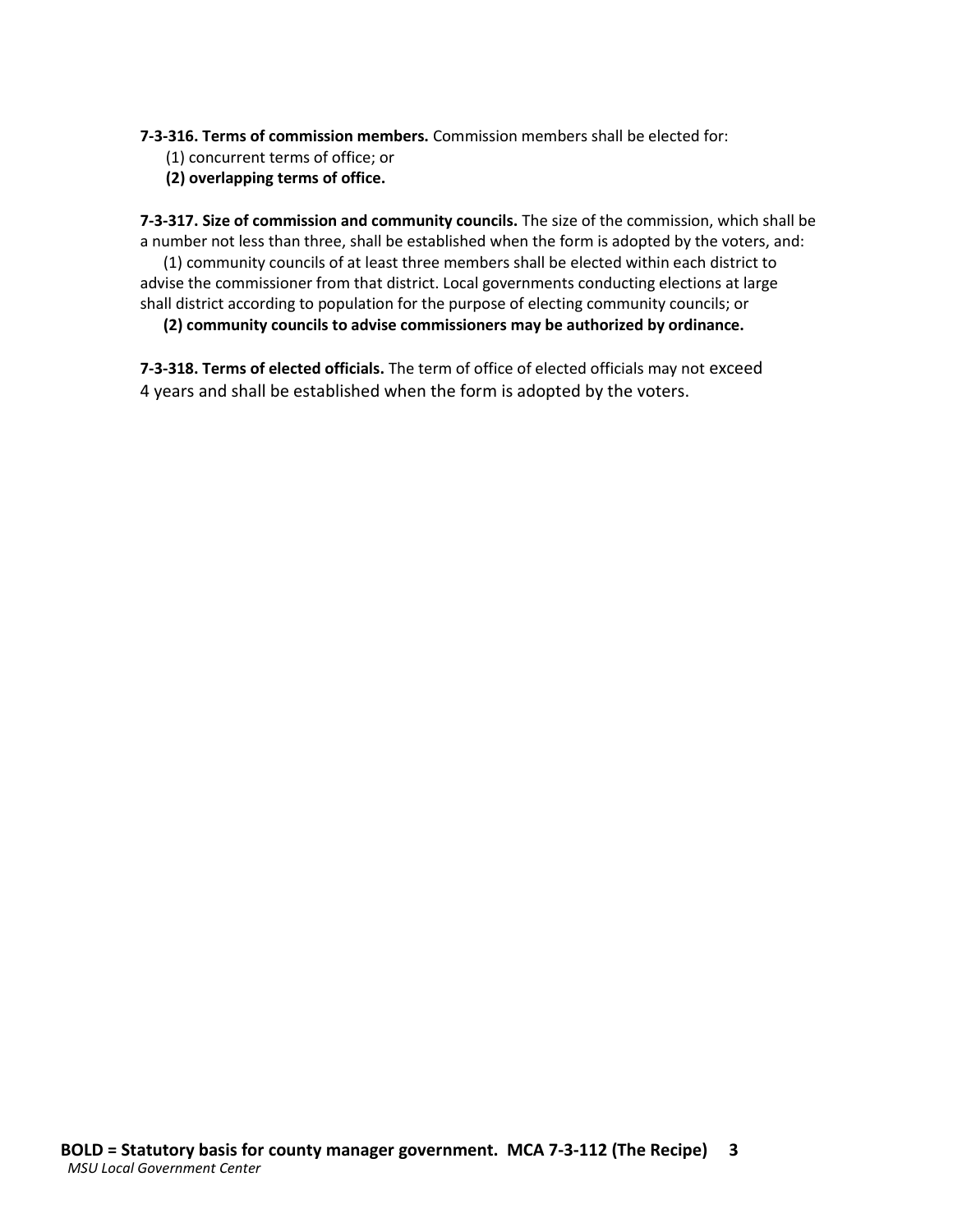**7-3-316. Terms of commission members.** Commission members shall be elected for:

(1) concurrent terms of office; or

**(2) overlapping terms of office.**

**7-3-317. Size of commission and community councils.** The size of the commission, which shall be a number not less than three, shall be established when the form is adopted by the voters, and:

(1) community councils of at least three members shall be elected within each district to advise the commissioner from that district. Local governments conducting elections at large shall district according to population for the purpose of electing community councils; or

**(2) community councils to advise commissioners may be authorized by ordinance.**

**7-3-318. Terms of elected officials.** The term of office of elected officials may not exceed 4 years and shall be established when the form is adopted by the voters.

**BOLD = Statutory basis for county manager government. MCA 7-3-112 (The Recipe)**

*MSU Local Government Center*